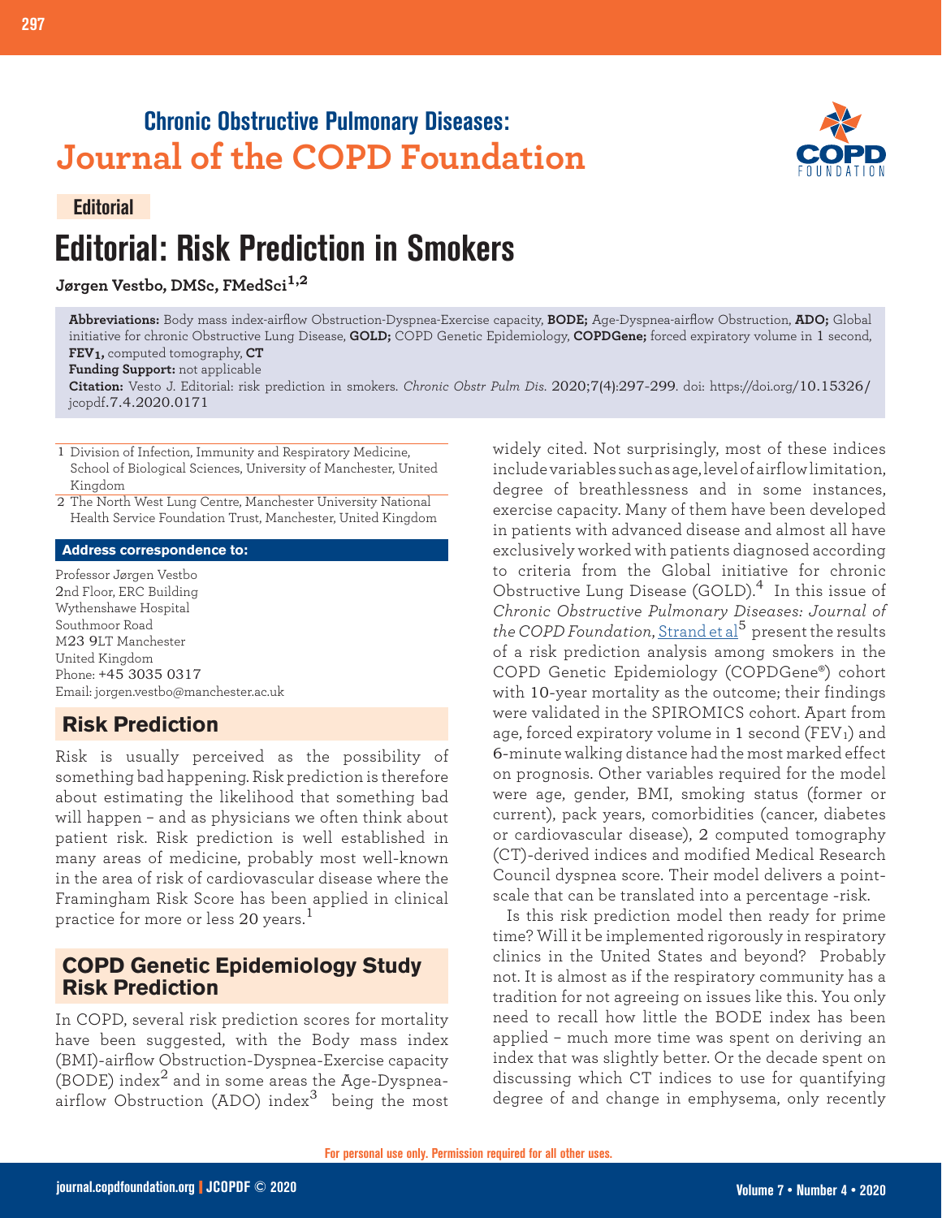Chronic Obstructive Pulmonary Diseases:

# Journal of the COPD Foundation

**Editorial**

# Editorial: Risk Prediction in Smokers

**Jørgen Vestbo, DMSc, FMedSci[1,2]**

**Abbreviations:** Body mass index-airflow Obstruction-Dyspnea-Exercise capacity, **BODE;** Age-Dyspnea-airflow Obstruction, **ADO;** Global initiative for chronic Obstructive Lung Disease, **GOLD;** COPD Genetic Epidemiology, **COPDGene;** forced expiratory volume in 1 second, **$FEV_1$,** computed tomography, **CT**

**Funding Support:** not applicable

**Citation:** Vesto J. Editorial: risk prediction in smokers. *Chronic Obstr Pulm Dis*. 2020;7(4):297-299. doi: https://doi.org/10.15326/jcopdf.7.4.2020.0171

1 Division of Infection, Immunity and Respiratory Medicine, School of Biological Sciences, University of Manchester, United Kingdom

2 The North West Lung Centre, Manchester University National Health Service Foundation Trust, Manchester, United Kingdom

**Address correspondence to:**

Professor Jørgen Vestbo
2nd Floor, ERC Building
Wythenshawe Hospital
Southmoor Road
M23 9LT Manchester
United Kingdom
Phone: +45 3035 0317
Email: jorgen.vestbo@manchester.ac.uk

## Risk Prediction

Risk is usually perceived as the possibility of something bad happening. Risk prediction is therefore about estimating the likelihood that something bad will happen – and as physicians we often think about patient risk. Risk prediction is well established in many areas of medicine, probably most well-known in the area of risk of cardiovascular disease where the Framingham Risk Score has been applied in clinical practice for more or less 20 years.[1]

## COPD Genetic Epidemiology Study Risk Prediction

In COPD, several risk prediction scores for mortality have been suggested, with the Body mass index (BMI)-airflow Obstruction-Dyspnea-Exercise capacity (BODE) index[2] and in some areas the Age-Dyspnea-airflow Obstruction (ADO) index[3] being the most widely cited. Not surprisingly, most of these indices include variables such as age, level of airflow limitation, degree of breathlessness and in some instances, exercise capacity. Many of them have been developed in patients with advanced disease and almost all have exclusively worked with patients diagnosed according to criteria from the Global initiative for chronic Obstructive Lung Disease (GOLD).[4] In this issue of *Chronic Obstructive Pulmonary Diseases: Journal of the COPD Foundation*, Strand et al[5] present the results of a risk prediction analysis among smokers in the COPD Genetic Epidemiology (COPDGene®) cohort with 10-year mortality as the outcome; their findings were validated in the SPIROMICS cohort. Apart from age, forced expiratory volume in 1 second ($FEV_1$) and 6-minute walking distance had the most marked effect on prognosis. Other variables required for the model were age, gender, BMI, smoking status (former or current), pack years, comorbidities (cancer, diabetes or cardiovascular disease), 2 computed tomography (CT)-derived indices and modified Medical Research Council dyspnea score. Their model delivers a point-scale that can be translated into a percentage -risk.

Is this risk prediction model then ready for prime time? Will it be implemented rigorously in respiratory clinics in the United States and beyond? Probably not. It is almost as if the respiratory community has a tradition for not agreeing on issues like this. You only need to recall how little the BODE index has been applied – much more time was spent on deriving an index that was slightly better. Or the decade spent on discussing which CT indices to use for quantifying degree of and change in emphysema, only recently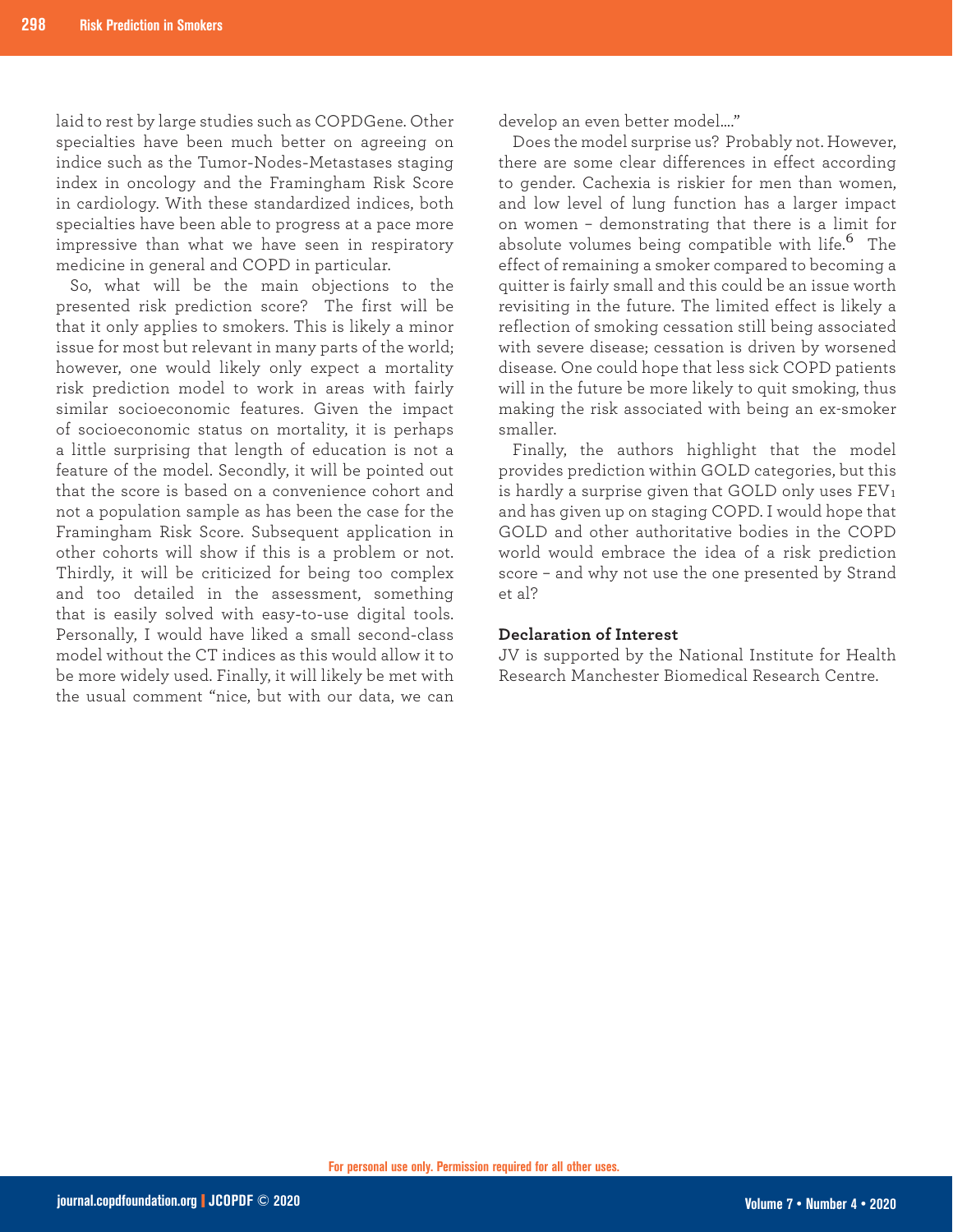laid to rest by large studies such as COPDGene. Other specialties have been much better on agreeing on indice such as the Tumor-Nodes-Metastases staging index in oncology and the Framingham Risk Score in cardiology. With these standardized indices, both specialties have been able to progress at a pace more impressive than what we have seen in respiratory medicine in general and COPD in particular.

So, what will be the main objections to the presented risk prediction score? The first will be that it only applies to smokers. This is likely a minor issue for most but relevant in many parts of the world; however, one would likely only expect a mortality risk prediction model to work in areas with fairly similar socioeconomic features. Given the impact of socioeconomic status on mortality, it is perhaps a little surprising that length of education is not a feature of the model. Secondly, it will be pointed out that the score is based on a convenience cohort and not a population sample as has been the case for the Framingham Risk Score. Subsequent application in other cohorts will show if this is a problem or not. Thirdly, it will be criticized for being too complex and too detailed in the assessment, something that is easily solved with easy-to-use digital tools. Personally, I would have liked a small second-class model without the CT indices as this would allow it to be more widely used. Finally, it will likely be met with the usual comment "nice, but with our data, we can develop an even better model...."

Does the model surprise us? Probably not. However, there are some clear differences in effect according to gender. Cachexia is riskier for men than women, and low level of lung function has a larger impact on women – demonstrating that there is a limit for absolute volumes being compatible with life.[6] The effect of remaining a smoker compared to becoming a quitter is fairly small and this could be an issue worth revisiting in the future. The limited effect is likely a reflection of smoking cessation still being associated with severe disease; cessation is driven by worsened disease. One could hope that less sick COPD patients will in the future be more likely to quit smoking, thus making the risk associated with being an ex-smoker smaller.

Finally, the authors highlight that the model provides prediction within GOLD categories, but this is hardly a surprise given that GOLD only uses $FEV_1$ and has given up on staging COPD. I would hope that GOLD and other authoritative bodies in the COPD world would embrace the idea of a risk prediction score – and why not use the one presented by Strand et al?

**Declaration of Interest**

JV is supported by the National Institute for Health Research Manchester Biomedical Research Centre.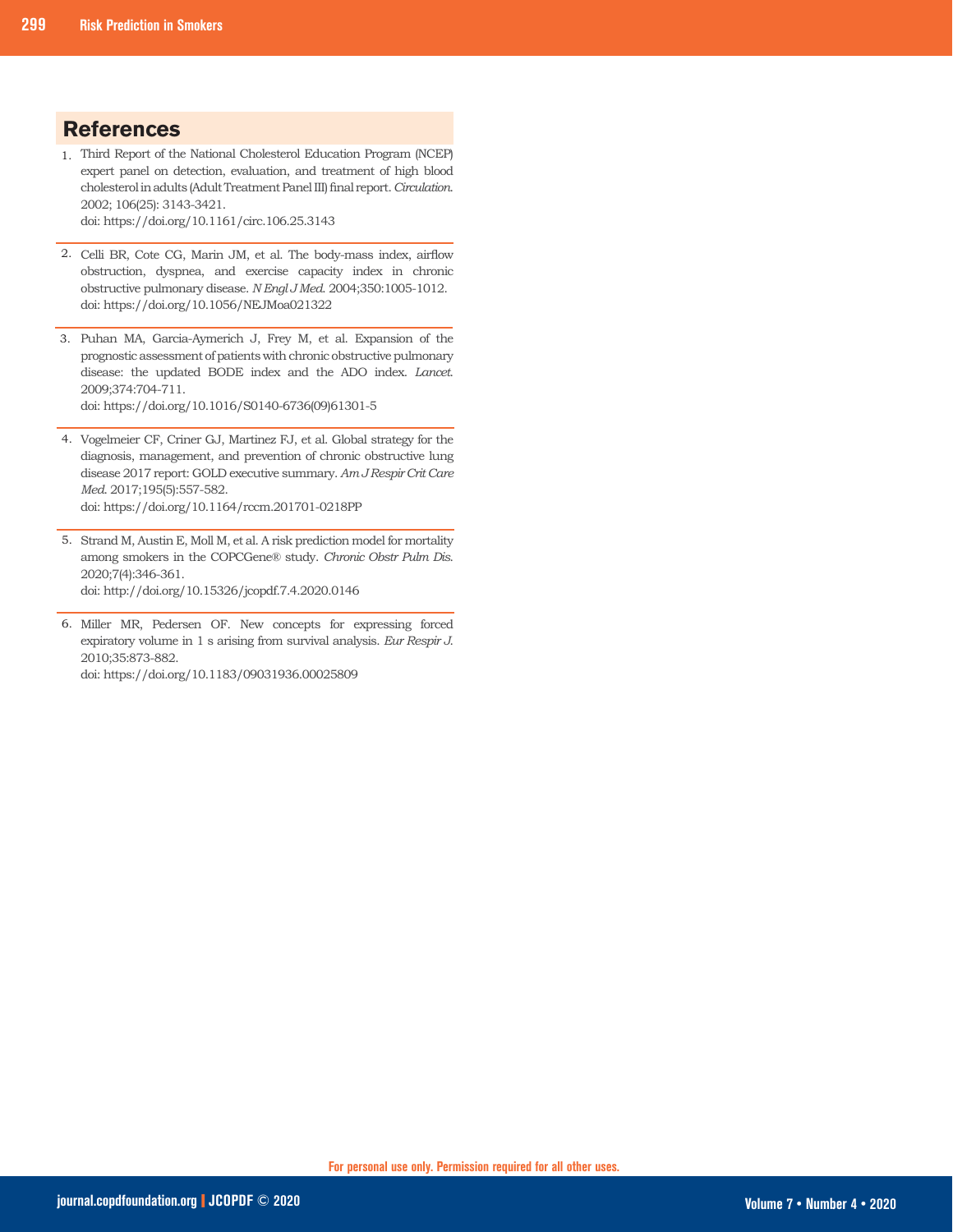## References

1. Third Report of the National Cholesterol Education Program (NCEP) expert panel on detection, evaluation, and treatment of high blood cholesterol in adults (Adult Treatment Panel III) final report. *Circulation*. 2002; 106(25): 3143-3421.
   doi: https://doi.org/10.1161/circ.106.25.3143

2. Celli BR, Cote CG, Marin JM, et al. The body-mass index, airflow obstruction, dyspnea, and exercise capacity index in chronic obstructive pulmonary disease. *N Engl J Med*. 2004;350:1005-1012.
   doi: https://doi.org/10.1056/NEJMoa021322

3. Puhan MA, Garcia-Aymerich J, Frey M, et al. Expansion of the prognostic assessment of patients with chronic obstructive pulmonary disease: the updated BODE index and the ADO index. *Lancet*. 2009;374:704-711.
   doi: https://doi.org/10.1016/S0140-6736(09)61301-5

4. Vogelmeier CF, Criner GJ, Martinez FJ, et al. Global strategy for the diagnosis, management, and prevention of chronic obstructive lung disease 2017 report: GOLD executive summary. *Am J Respir Crit Care Med*. 2017;195(5):557-582.
   doi: https://doi.org/10.1164/rccm.201701-0218PP

5. Strand M, Austin E, Moll M, et al. A risk prediction model for mortality among smokers in the COPCGene® study. *Chronic Obstr Pulm Dis*. 2020;7(4):346-361.
   doi: http://doi.org/10.15326/jcopdf.7.4.2020.0146

6. Miller MR, Pedersen OF. New concepts for expressing forced expiratory volume in 1 s arising from survival analysis. *Eur Respir J*. 2010;35:873-882.
   doi: https://doi.org/10.1183/09031936.00025809

For personal use only. Permission required for all other uses.